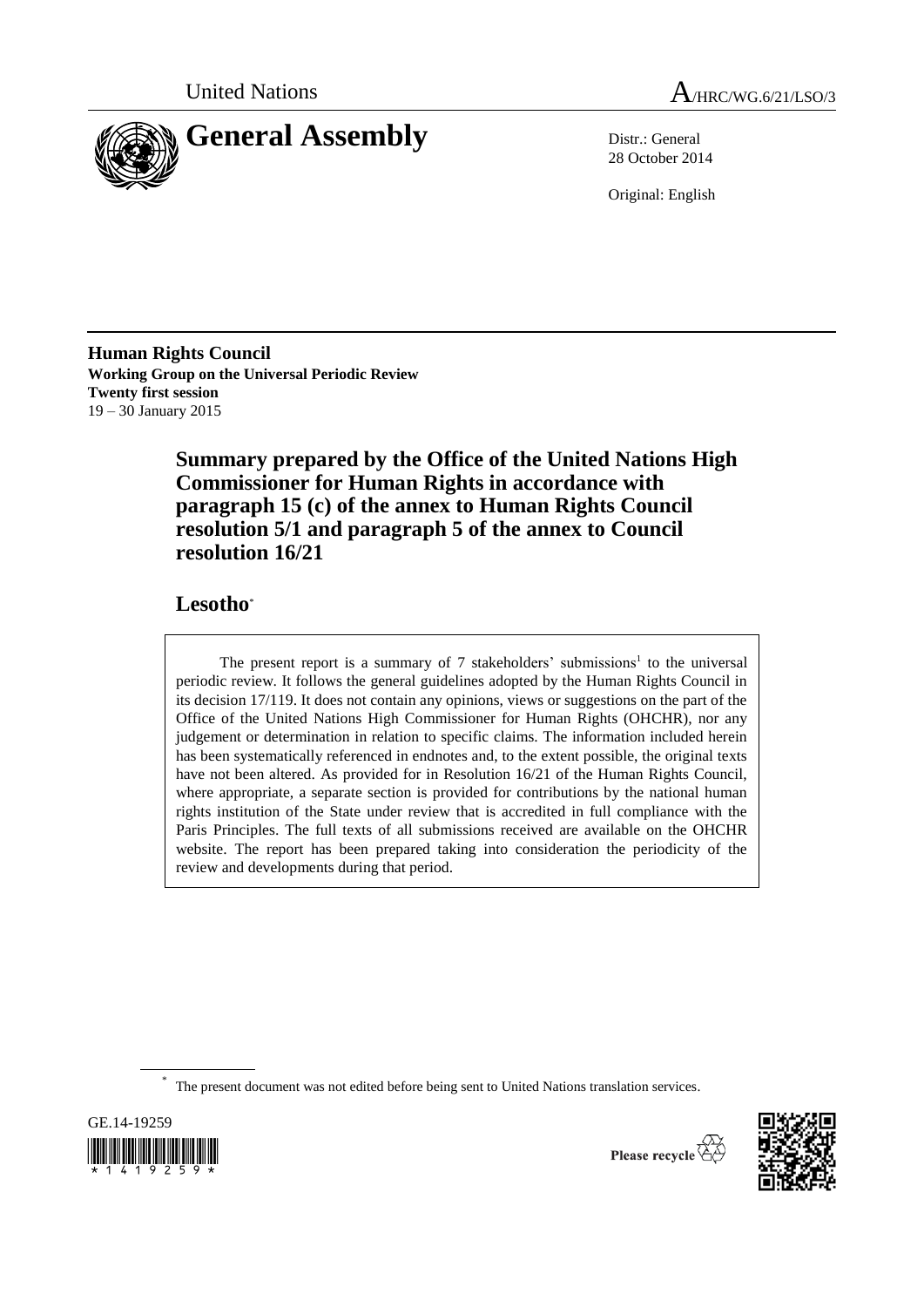United Nations

# A/HRC/WG.6/21/LSO/3

# General Assembly

Distr.: General
28 October 2014

Original: English

**Human Rights Council**
**Working Group on the Universal Periodic Review**
**Twenty first session**
19 – 30 January 2015

## Summary prepared by the Office of the United Nations High Commissioner for Human Rights in accordance with paragraph 15 (c) of the annex to Human Rights Council resolution 5/1 and paragraph 5 of the annex to Council resolution 16/21

## Lesotho*

> The present report is a summary of 7 stakeholders' submissions[1] to the universal periodic review. It follows the general guidelines adopted by the Human Rights Council in its decision 17/119. It does not contain any opinions, views or suggestions on the part of the Office of the United Nations High Commissioner for Human Rights (OHCHR), nor any judgement or determination in relation to specific claims. The information included herein has been systematically referenced in endnotes and, to the extent possible, the original texts have not been altered. As provided for in Resolution 16/21 of the Human Rights Council, where appropriate, a separate section is provided for contributions by the national human rights institution of the State under review that is accredited in full compliance with the Paris Principles. The full texts of all submissions received are available on the OHCHR website. The report has been prepared taking into consideration the periodicity of the review and developments during that period.

* The present document was not edited before being sent to United Nations translation services.

GE.14-19259

Please recycle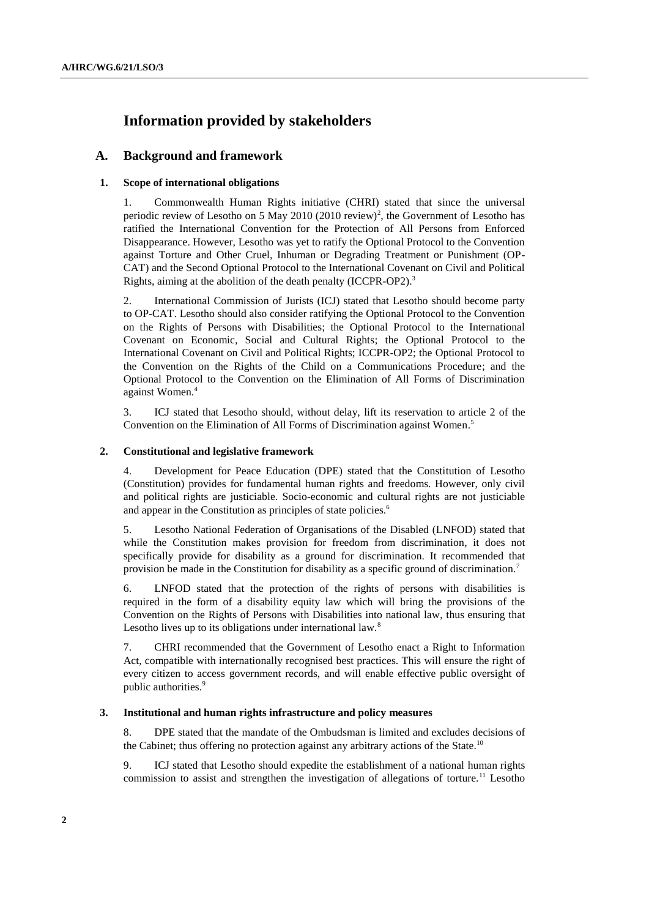# Information provided by stakeholders

## A. Background and framework

### 1. Scope of international obligations

1. Commonwealth Human Rights initiative (CHRI) stated that since the universal periodic review of Lesotho on 5 May 2010 (2010 review)[2], the Government of Lesotho has ratified the International Convention for the Protection of All Persons from Enforced Disappearance. However, Lesotho was yet to ratify the Optional Protocol to the Convention against Torture and Other Cruel, Inhuman or Degrading Treatment or Punishment (OP-CAT) and the Second Optional Protocol to the International Covenant on Civil and Political Rights, aiming at the abolition of the death penalty (ICCPR-OP2).[3]

2. International Commission of Jurists (ICJ) stated that Lesotho should become party to OP-CAT. Lesotho should also consider ratifying the Optional Protocol to the Convention on the Rights of Persons with Disabilities; the Optional Protocol to the International Covenant on Economic, Social and Cultural Rights; the Optional Protocol to the International Covenant on Civil and Political Rights; ICCPR-OP2; the Optional Protocol to the Convention on the Rights of the Child on a Communications Procedure; and the Optional Protocol to the Convention on the Elimination of All Forms of Discrimination against Women.[4]

3. ICJ stated that Lesotho should, without delay, lift its reservation to article 2 of the Convention on the Elimination of All Forms of Discrimination against Women.[5]

### 2. Constitutional and legislative framework

4. Development for Peace Education (DPE) stated that the Constitution of Lesotho (Constitution) provides for fundamental human rights and freedoms. However, only civil and political rights are justiciable. Socio-economic and cultural rights are not justiciable and appear in the Constitution as principles of state policies.[6]

5. Lesotho National Federation of Organisations of the Disabled (LNFOD) stated that while the Constitution makes provision for freedom from discrimination, it does not specifically provide for disability as a ground for discrimination. It recommended that provision be made in the Constitution for disability as a specific ground of discrimination.[7]

6. LNFOD stated that the protection of the rights of persons with disabilities is required in the form of a disability equity law which will bring the provisions of the Convention on the Rights of Persons with Disabilities into national law, thus ensuring that Lesotho lives up to its obligations under international law.[8]

7. CHRI recommended that the Government of Lesotho enact a Right to Information Act, compatible with internationally recognised best practices. This will ensure the right of every citizen to access government records, and will enable effective public oversight of public authorities.[9]

### 3. Institutional and human rights infrastructure and policy measures

8. DPE stated that the mandate of the Ombudsman is limited and excludes decisions of the Cabinet; thus offering no protection against any arbitrary actions of the State.[10]

9. ICJ stated that Lesotho should expedite the establishment of a national human rights commission to assist and strengthen the investigation of allegations of torture.[11] Lesotho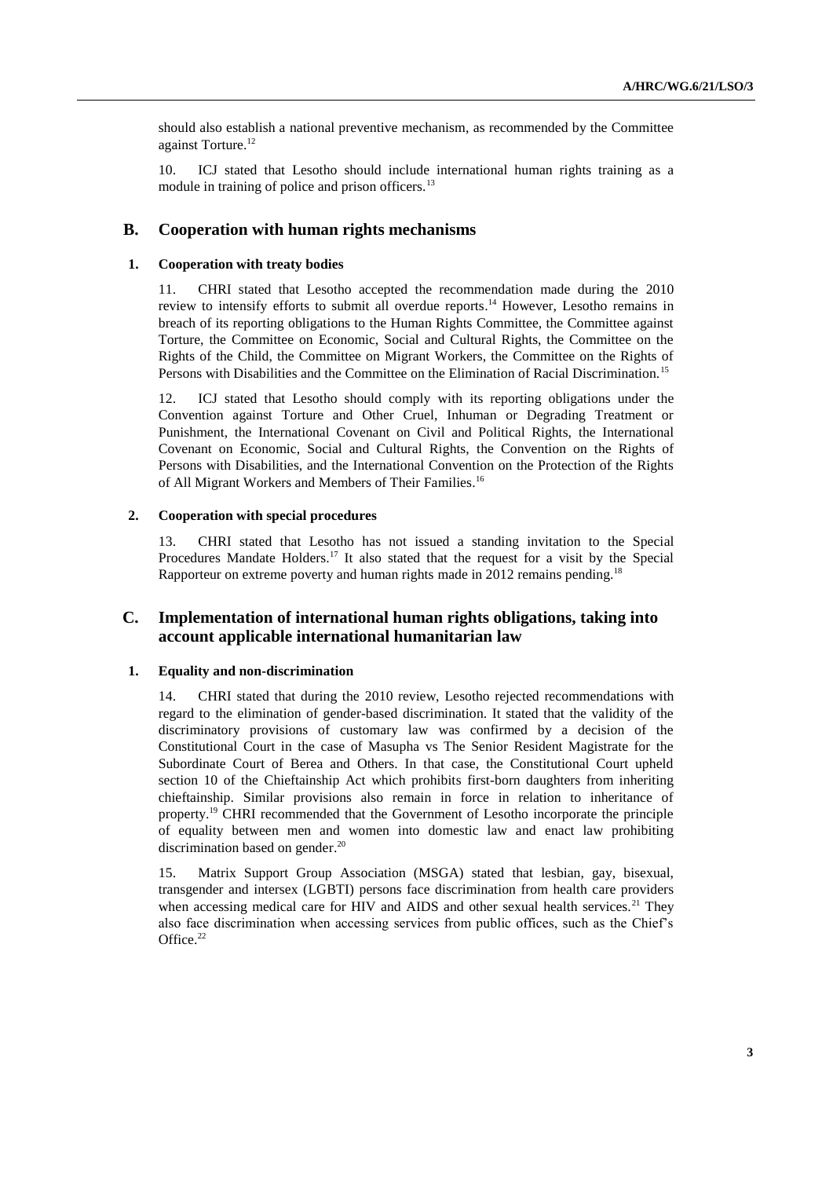should also establish a national preventive mechanism, as recommended by the Committee against Torture.[12]

10. ICJ stated that Lesotho should include international human rights training as a module in training of police and prison officers.[13]

## B. Cooperation with human rights mechanisms

### 1. Cooperation with treaty bodies

11. CHRI stated that Lesotho accepted the recommendation made during the 2010 review to intensify efforts to submit all overdue reports.[14] However, Lesotho remains in breach of its reporting obligations to the Human Rights Committee, the Committee against Torture, the Committee on Economic, Social and Cultural Rights, the Committee on the Rights of the Child, the Committee on Migrant Workers, the Committee on the Rights of Persons with Disabilities and the Committee on the Elimination of Racial Discrimination.[15]

12. ICJ stated that Lesotho should comply with its reporting obligations under the Convention against Torture and Other Cruel, Inhuman or Degrading Treatment or Punishment, the International Covenant on Civil and Political Rights, the International Covenant on Economic, Social and Cultural Rights, the Convention on the Rights of Persons with Disabilities, and the International Convention on the Protection of the Rights of All Migrant Workers and Members of Their Families.[16]

### 2. Cooperation with special procedures

13. CHRI stated that Lesotho has not issued a standing invitation to the Special Procedures Mandate Holders.[17] It also stated that the request for a visit by the Special Rapporteur on extreme poverty and human rights made in 2012 remains pending.[18]

## C. Implementation of international human rights obligations, taking into account applicable international humanitarian law

### 1. Equality and non-discrimination

14. CHRI stated that during the 2010 review, Lesotho rejected recommendations with regard to the elimination of gender-based discrimination. It stated that the validity of the discriminatory provisions of customary law was confirmed by a decision of the Constitutional Court in the case of Masupha vs The Senior Resident Magistrate for the Subordinate Court of Berea and Others. In that case, the Constitutional Court upheld section 10 of the Chieftainship Act which prohibits first-born daughters from inheriting chieftainship. Similar provisions also remain in force in relation to inheritance of property.[19] CHRI recommended that the Government of Lesotho incorporate the principle of equality between men and women into domestic law and enact law prohibiting discrimination based on gender.[20]

15. Matrix Support Group Association (MSGA) stated that lesbian, gay, bisexual, transgender and intersex (LGBTI) persons face discrimination from health care providers when accessing medical care for HIV and AIDS and other sexual health services.[21] They also face discrimination when accessing services from public offices, such as the Chief's Office.[22]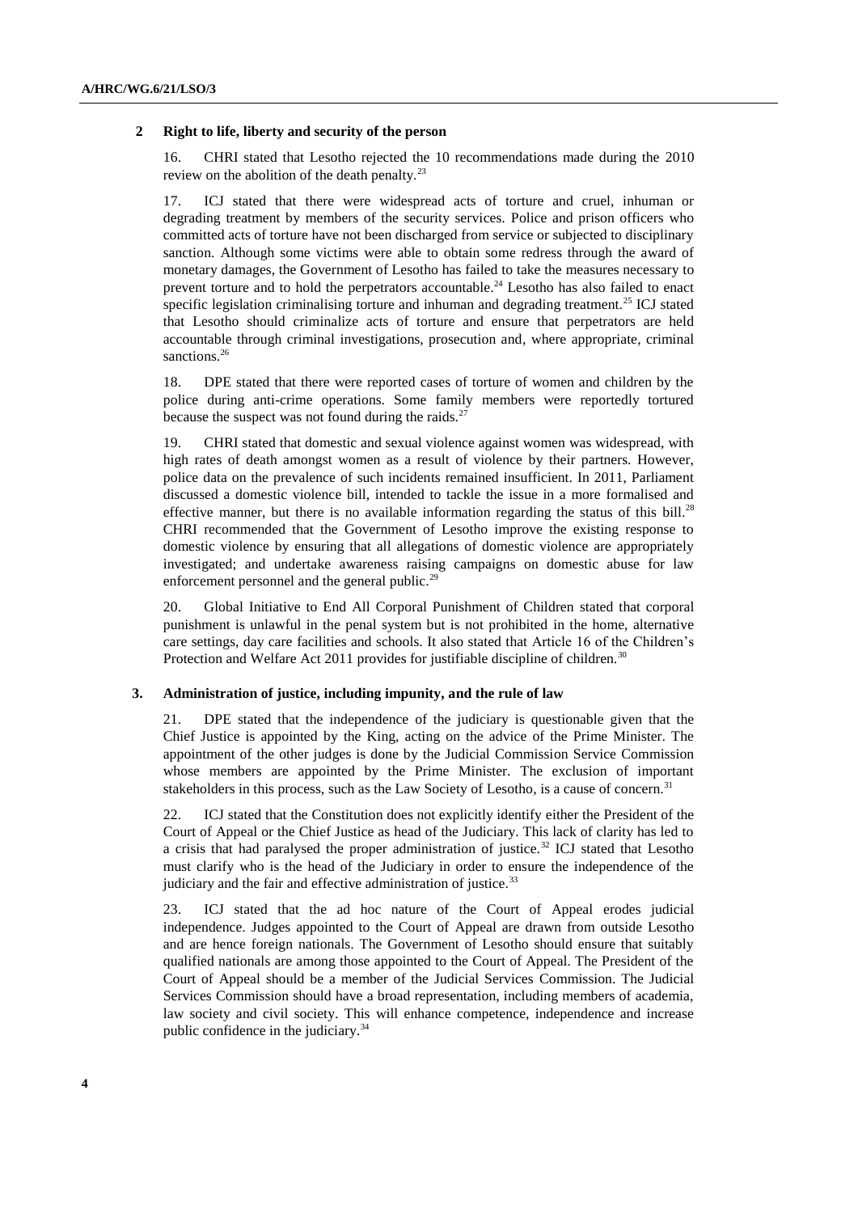### 2 Right to life, liberty and security of the person

16. CHRI stated that Lesotho rejected the 10 recommendations made during the 2010 review on the abolition of the death penalty.[23]

17. ICJ stated that there were widespread acts of torture and cruel, inhuman or degrading treatment by members of the security services. Police and prison officers who committed acts of torture have not been discharged from service or subjected to disciplinary sanction. Although some victims were able to obtain some redress through the award of monetary damages, the Government of Lesotho has failed to take the measures necessary to prevent torture and to hold the perpetrators accountable.[24] Lesotho has also failed to enact specific legislation criminalising torture and inhuman and degrading treatment.[25] ICJ stated that Lesotho should criminalize acts of torture and ensure that perpetrators are held accountable through criminal investigations, prosecution and, where appropriate, criminal sanctions.[26]

18. DPE stated that there were reported cases of torture of women and children by the police during anti-crime operations. Some family members were reportedly tortured because the suspect was not found during the raids.[27]

19. CHRI stated that domestic and sexual violence against women was widespread, with high rates of death amongst women as a result of violence by their partners. However, police data on the prevalence of such incidents remained insufficient. In 2011, Parliament discussed a domestic violence bill, intended to tackle the issue in a more formalised and effective manner, but there is no available information regarding the status of this bill.[28] CHRI recommended that the Government of Lesotho improve the existing response to domestic violence by ensuring that all allegations of domestic violence are appropriately investigated; and undertake awareness raising campaigns on domestic abuse for law enforcement personnel and the general public.[29]

20. Global Initiative to End All Corporal Punishment of Children stated that corporal punishment is unlawful in the penal system but is not prohibited in the home, alternative care settings, day care facilities and schools. It also stated that Article 16 of the Children's Protection and Welfare Act 2011 provides for justifiable discipline of children.[30]

### 3. Administration of justice, including impunity, and the rule of law

21. DPE stated that the independence of the judiciary is questionable given that the Chief Justice is appointed by the King, acting on the advice of the Prime Minister. The appointment of the other judges is done by the Judicial Commission Service Commission whose members are appointed by the Prime Minister. The exclusion of important stakeholders in this process, such as the Law Society of Lesotho, is a cause of concern.[31]

22. ICJ stated that the Constitution does not explicitly identify either the President of the Court of Appeal or the Chief Justice as head of the Judiciary. This lack of clarity has led to a crisis that had paralysed the proper administration of justice.[32] ICJ stated that Lesotho must clarify who is the head of the Judiciary in order to ensure the independence of the judiciary and the fair and effective administration of justice.[33]

23. ICJ stated that the ad hoc nature of the Court of Appeal erodes judicial independence. Judges appointed to the Court of Appeal are drawn from outside Lesotho and are hence foreign nationals. The Government of Lesotho should ensure that suitably qualified nationals are among those appointed to the Court of Appeal. The President of the Court of Appeal should be a member of the Judicial Services Commission. The Judicial Services Commission should have a broad representation, including members of academia, law society and civil society. This will enhance competence, independence and increase public confidence in the judiciary.[34]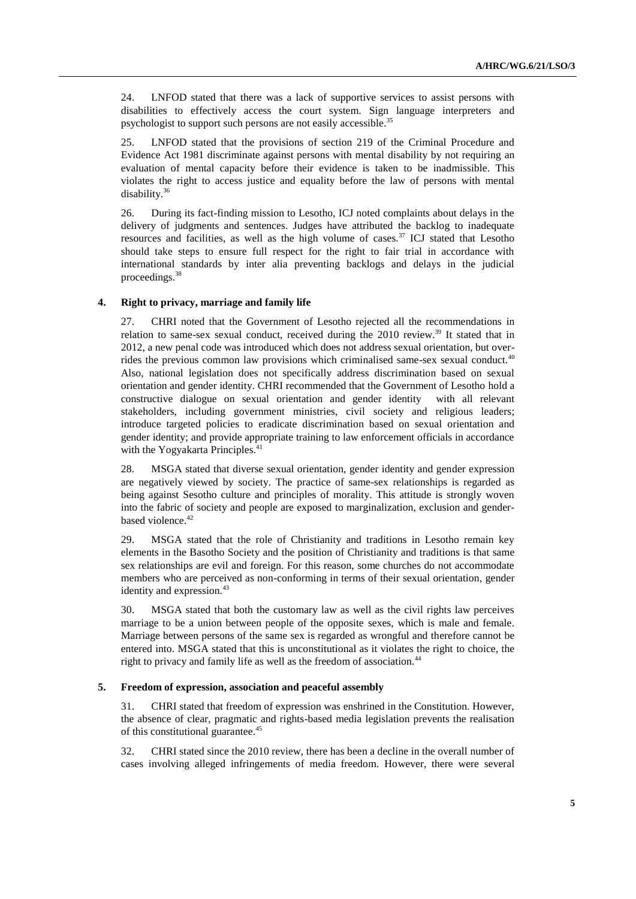24. LNFOD stated that there was a lack of supportive services to assist persons with disabilities to effectively access the court system. Sign language interpreters and psychologist to support such persons are not easily accessible.[35]

25. LNFOD stated that the provisions of section 219 of the Criminal Procedure and Evidence Act 1981 discriminate against persons with mental disability by not requiring an evaluation of mental capacity before their evidence is taken to be inadmissible. This violates the right to access justice and equality before the law of persons with mental disability.[36]

26. During its fact-finding mission to Lesotho, ICJ noted complaints about delays in the delivery of judgments and sentences. Judges have attributed the backlog to inadequate resources and facilities, as well as the high volume of cases.[37] ICJ stated that Lesotho should take steps to ensure full respect for the right to fair trial in accordance with international standards by inter alia preventing backlogs and delays in the judicial proceedings.[38]

### 4. Right to privacy, marriage and family life

27. CHRI noted that the Government of Lesotho rejected all the recommendations in relation to same-sex sexual conduct, received during the 2010 review.[39] It stated that in 2012, a new penal code was introduced which does not address sexual orientation, but over-rides the previous common law provisions which criminalised same-sex sexual conduct.[40] Also, national legislation does not specifically address discrimination based on sexual orientation and gender identity. CHRI recommended that the Government of Lesotho hold a constructive dialogue on sexual orientation and gender identity with all relevant stakeholders, including government ministries, civil society and religious leaders; introduce targeted policies to eradicate discrimination based on sexual orientation and gender identity; and provide appropriate training to law enforcement officials in accordance with the Yogyakarta Principles.[41]

28. MSGA stated that diverse sexual orientation, gender identity and gender expression are negatively viewed by society. The practice of same-sex relationships is regarded as being against Sesotho culture and principles of morality. This attitude is strongly woven into the fabric of society and people are exposed to marginalization, exclusion and gender-based violence.[42]

29. MSGA stated that the role of Christianity and traditions in Lesotho remain key elements in the Basotho Society and the position of Christianity and traditions is that same sex relationships are evil and foreign. For this reason, some churches do not accommodate members who are perceived as non-conforming in terms of their sexual orientation, gender identity and expression.[43]

30. MSGA stated that both the customary law as well as the civil rights law perceives marriage to be a union between people of the opposite sexes, which is male and female. Marriage between persons of the same sex is regarded as wrongful and therefore cannot be entered into. MSGA stated that this is unconstitutional as it violates the right to choice, the right to privacy and family life as well as the freedom of association.[44]

### 5. Freedom of expression, association and peaceful assembly

31. CHRI stated that freedom of expression was enshrined in the Constitution. However, the absence of clear, pragmatic and rights-based media legislation prevents the realisation of this constitutional guarantee.[45]

32. CHRI stated since the 2010 review, there has been a decline in the overall number of cases involving alleged infringements of media freedom. However, there were several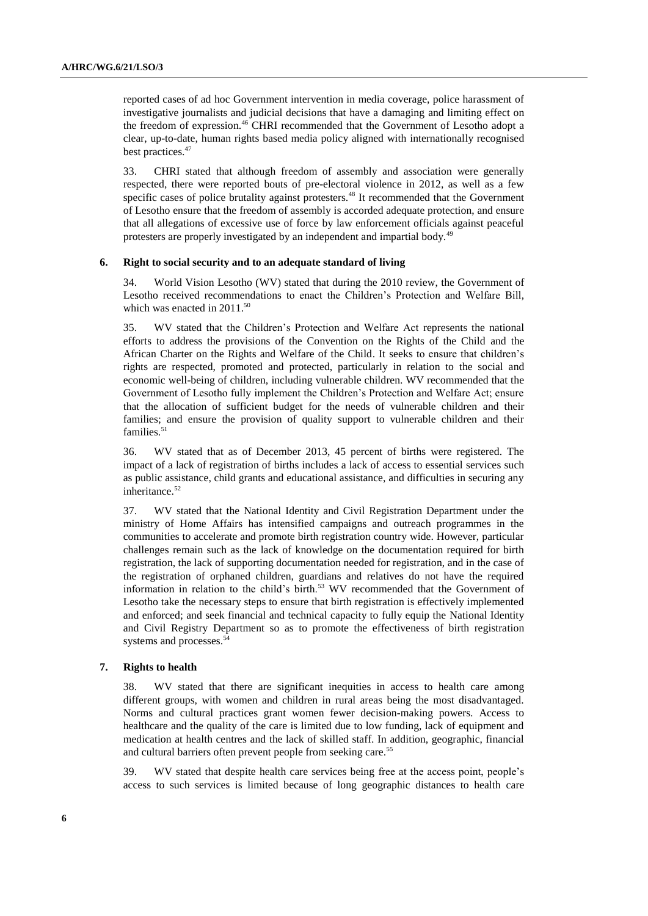reported cases of ad hoc Government intervention in media coverage, police harassment of investigative journalists and judicial decisions that have a damaging and limiting effect on the freedom of expression.[46] CHRI recommended that the Government of Lesotho adopt a clear, up-to-date, human rights based media policy aligned with internationally recognised best practices.[47]

33. CHRI stated that although freedom of assembly and association were generally respected, there were reported bouts of pre-electoral violence in 2012, as well as a few specific cases of police brutality against protesters.[48] It recommended that the Government of Lesotho ensure that the freedom of assembly is accorded adequate protection, and ensure that all allegations of excessive use of force by law enforcement officials against peaceful protesters are properly investigated by an independent and impartial body.[49]

### 6. Right to social security and to an adequate standard of living

34. World Vision Lesotho (WV) stated that during the 2010 review, the Government of Lesotho received recommendations to enact the Children's Protection and Welfare Bill, which was enacted in 2011.[50]

35. WV stated that the Children's Protection and Welfare Act represents the national efforts to address the provisions of the Convention on the Rights of the Child and the African Charter on the Rights and Welfare of the Child. It seeks to ensure that children's rights are respected, promoted and protected, particularly in relation to the social and economic well-being of children, including vulnerable children. WV recommended that the Government of Lesotho fully implement the Children's Protection and Welfare Act; ensure that the allocation of sufficient budget for the needs of vulnerable children and their families; and ensure the provision of quality support to vulnerable children and their families.[51]

36. WV stated that as of December 2013, 45 percent of births were registered. The impact of a lack of registration of births includes a lack of access to essential services such as public assistance, child grants and educational assistance, and difficulties in securing any inheritance.[52]

37. WV stated that the National Identity and Civil Registration Department under the ministry of Home Affairs has intensified campaigns and outreach programmes in the communities to accelerate and promote birth registration country wide. However, particular challenges remain such as the lack of knowledge on the documentation required for birth registration, the lack of supporting documentation needed for registration, and in the case of the registration of orphaned children, guardians and relatives do not have the required information in relation to the child's birth.[53] WV recommended that the Government of Lesotho take the necessary steps to ensure that birth registration is effectively implemented and enforced; and seek financial and technical capacity to fully equip the National Identity and Civil Registry Department so as to promote the effectiveness of birth registration systems and processes.[54]

### 7. Rights to health

38. WV stated that there are significant inequities in access to health care among different groups, with women and children in rural areas being the most disadvantaged. Norms and cultural practices grant women fewer decision-making powers. Access to healthcare and the quality of the care is limited due to low funding, lack of equipment and medication at health centres and the lack of skilled staff. In addition, geographic, financial and cultural barriers often prevent people from seeking care.[55]

39. WV stated that despite health care services being free at the access point, people's access to such services is limited because of long geographic distances to health care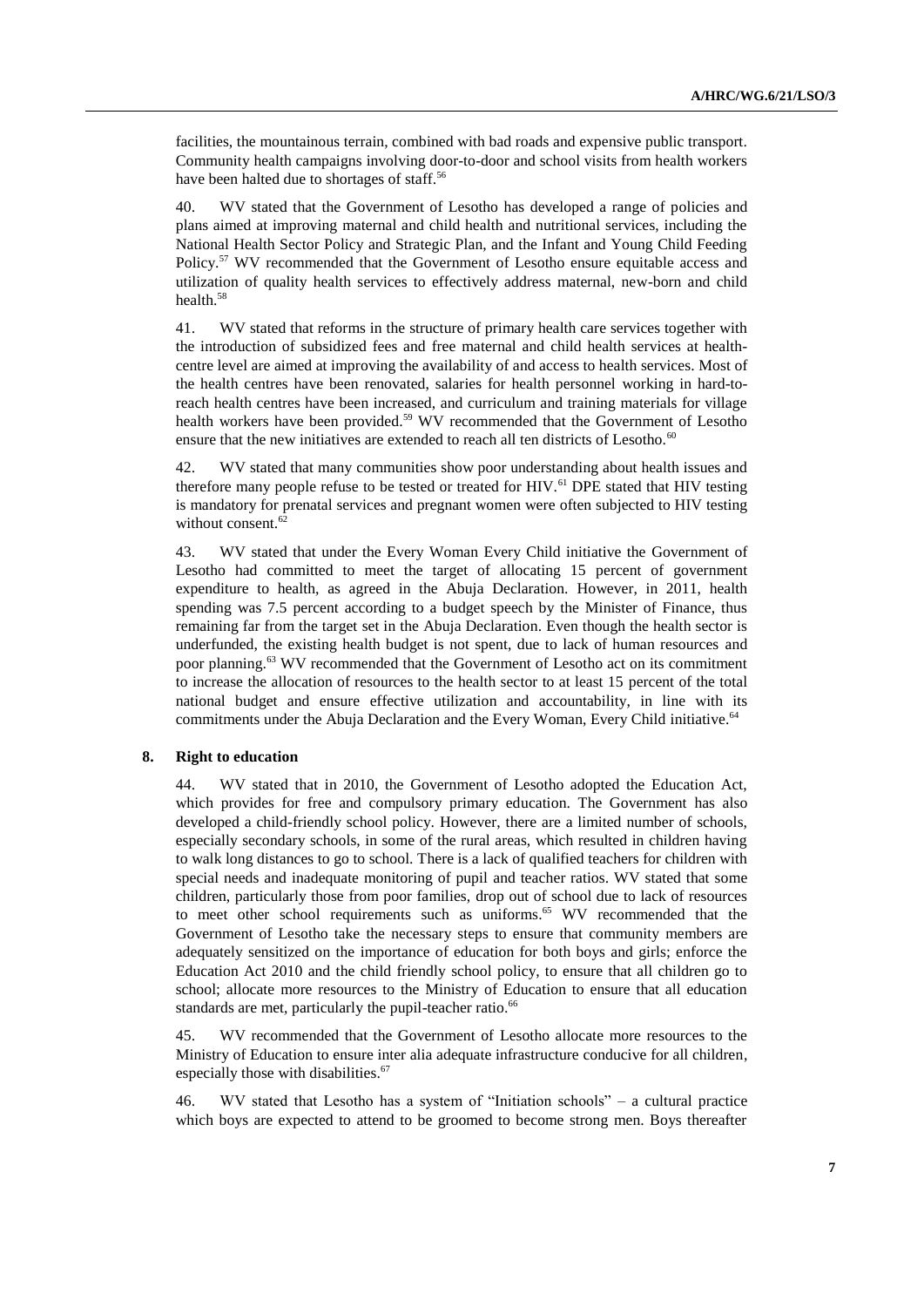facilities, the mountainous terrain, combined with bad roads and expensive public transport. Community health campaigns involving door-to-door and school visits from health workers have been halted due to shortages of staff.[56]

40. WV stated that the Government of Lesotho has developed a range of policies and plans aimed at improving maternal and child health and nutritional services, including the National Health Sector Policy and Strategic Plan, and the Infant and Young Child Feeding Policy.[57] WV recommended that the Government of Lesotho ensure equitable access and utilization of quality health services to effectively address maternal, new-born and child health.[58]

41. WV stated that reforms in the structure of primary health care services together with the introduction of subsidized fees and free maternal and child health services at health-centre level are aimed at improving the availability of and access to health services. Most of the health centres have been renovated, salaries for health personnel working in hard-to-reach health centres have been increased, and curriculum and training materials for village health workers have been provided.[59] WV recommended that the Government of Lesotho ensure that the new initiatives are extended to reach all ten districts of Lesotho.[60]

42. WV stated that many communities show poor understanding about health issues and therefore many people refuse to be tested or treated for HIV.[61] DPE stated that HIV testing is mandatory for prenatal services and pregnant women were often subjected to HIV testing without consent.[62]

43. WV stated that under the Every Woman Every Child initiative the Government of Lesotho had committed to meet the target of allocating 15 percent of government expenditure to health, as agreed in the Abuja Declaration. However, in 2011, health spending was 7.5 percent according to a budget speech by the Minister of Finance, thus remaining far from the target set in the Abuja Declaration. Even though the health sector is underfunded, the existing health budget is not spent, due to lack of human resources and poor planning.[63] WV recommended that the Government of Lesotho act on its commitment to increase the allocation of resources to the health sector to at least 15 percent of the total national budget and ensure effective utilization and accountability, in line with its commitments under the Abuja Declaration and the Every Woman, Every Child initiative.[64]

### 8. Right to education

44. WV stated that in 2010, the Government of Lesotho adopted the Education Act, which provides for free and compulsory primary education. The Government has also developed a child-friendly school policy. However, there are a limited number of schools, especially secondary schools, in some of the rural areas, which resulted in children having to walk long distances to go to school. There is a lack of qualified teachers for children with special needs and inadequate monitoring of pupil and teacher ratios. WV stated that some children, particularly those from poor families, drop out of school due to lack of resources to meet other school requirements such as uniforms.[65] WV recommended that the Government of Lesotho take the necessary steps to ensure that community members are adequately sensitized on the importance of education for both boys and girls; enforce the Education Act 2010 and the child friendly school policy, to ensure that all children go to school; allocate more resources to the Ministry of Education to ensure that all education standards are met, particularly the pupil-teacher ratio.[66]

45. WV recommended that the Government of Lesotho allocate more resources to the Ministry of Education to ensure inter alia adequate infrastructure conducive for all children, especially those with disabilities.[67]

46. WV stated that Lesotho has a system of "Initiation schools" – a cultural practice which boys are expected to attend to be groomed to become strong men. Boys thereafter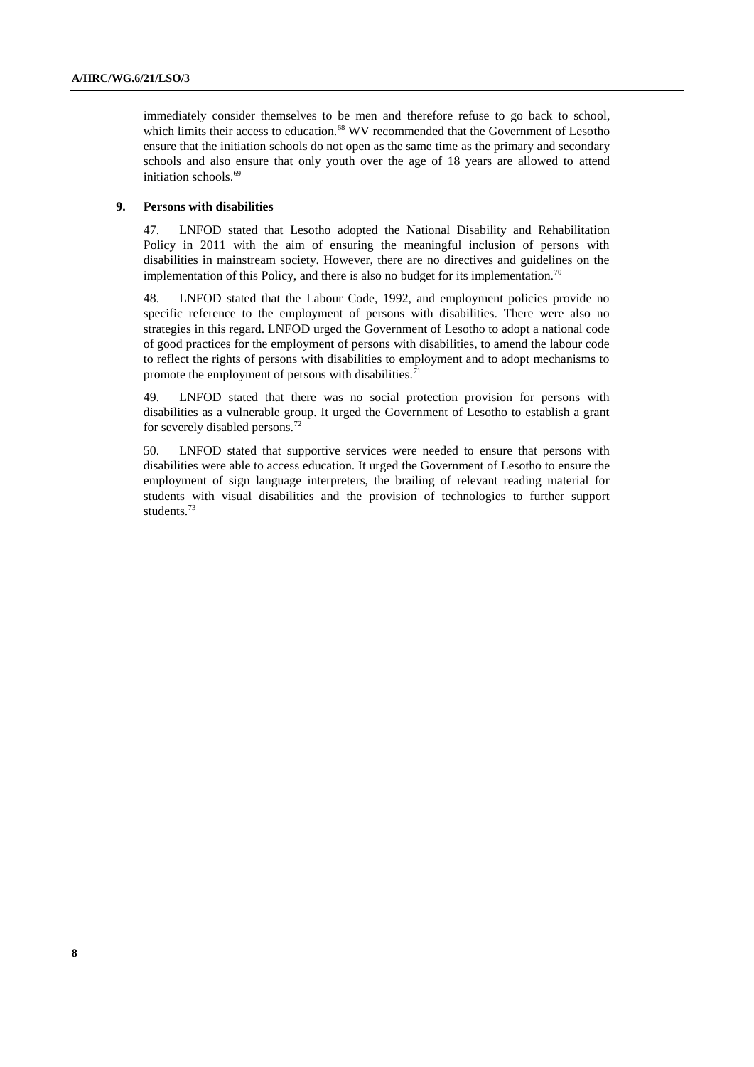immediately consider themselves to be men and therefore refuse to go back to school, which limits their access to education.[68] WV recommended that the Government of Lesotho ensure that the initiation schools do not open as the same time as the primary and secondary schools and also ensure that only youth over the age of 18 years are allowed to attend initiation schools.[69]

### 9. Persons with disabilities

47. LNFOD stated that Lesotho adopted the National Disability and Rehabilitation Policy in 2011 with the aim of ensuring the meaningful inclusion of persons with disabilities in mainstream society. However, there are no directives and guidelines on the implementation of this Policy, and there is also no budget for its implementation.[70]

48. LNFOD stated that the Labour Code, 1992, and employment policies provide no specific reference to the employment of persons with disabilities. There were also no strategies in this regard. LNFOD urged the Government of Lesotho to adopt a national code of good practices for the employment of persons with disabilities, to amend the labour code to reflect the rights of persons with disabilities to employment and to adopt mechanisms to promote the employment of persons with disabilities.[71]

49. LNFOD stated that there was no social protection provision for persons with disabilities as a vulnerable group. It urged the Government of Lesotho to establish a grant for severely disabled persons.[72]

50. LNFOD stated that supportive services were needed to ensure that persons with disabilities were able to access education. It urged the Government of Lesotho to ensure the employment of sign language interpreters, the brailing of relevant reading material for students with visual disabilities and the provision of technologies to further support students.[73]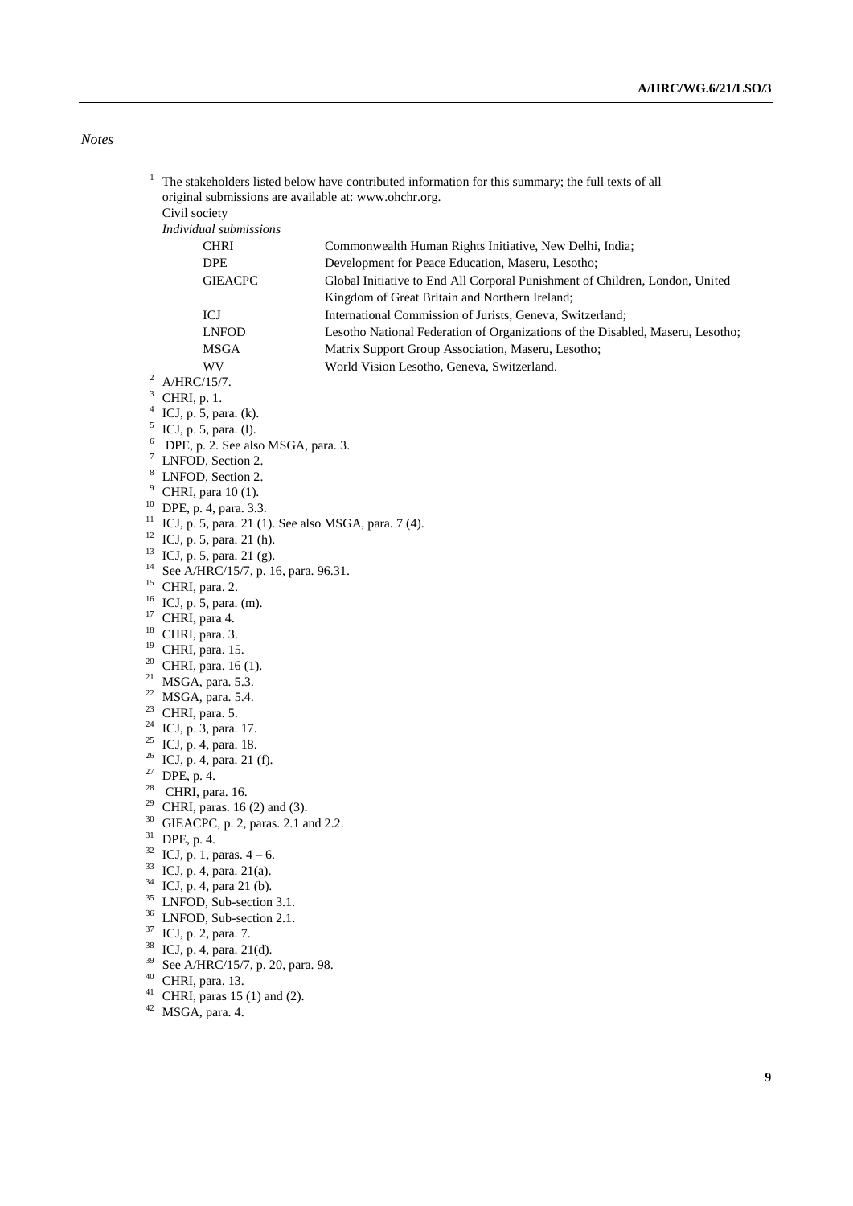*Notes*

1. The stakeholders listed below have contributed information for this summary; the full texts of all original submissions are available at: www.ohchr.org.

   Civil society

   *Individual submissions*

   | | |
   |---|---|
   | CHRI | Commonwealth Human Rights Initiative, New Delhi, India; |
   | DPE | Development for Peace Education, Maseru, Lesotho; |
   | GIEACPC | Global Initiative to End All Corporal Punishment of Children, London, United Kingdom of Great Britain and Northern Ireland; |
   | ICJ | International Commission of Jurists, Geneva, Switzerland; |
   | LNFOD | Lesotho National Federation of Organizations of the Disabled, Maseru, Lesotho; |
   | MSGA | Matrix Support Group Association, Maseru, Lesotho; |
   | WV | World Vision Lesotho, Geneva, Switzerland. |

2. A/HRC/15/7.
3. CHRI, p. 1.
4. ICJ, p. 5, para. (k).
5. ICJ, p. 5, para. (l).
6. DPE, p. 2. See also MSGA, para. 3.
7. LNFOD, Section 2.
8. LNFOD, Section 2.
9. CHRI, para 10 (1).
10. DPE, p. 4, para. 3.3.
11. ICJ, p. 5, para. 21 (1). See also MSGA, para. 7 (4).
12. ICJ, p. 5, para. 21 (h).
13. ICJ, p. 5, para. 21 (g).
14. See A/HRC/15/7, p. 16, para. 96.31.
15. CHRI, para. 2.
16. ICJ, p. 5, para. (m).
17. CHRI, para 4.
18. CHRI, para. 3.
19. CHRI, para. 15.
20. CHRI, para. 16 (1).
21. MSGA, para. 5.3.
22. MSGA, para. 5.4.
23. CHRI, para. 5.
24. ICJ, p. 3, para. 17.
25. ICJ, p. 4, para. 18.
26. ICJ, p. 4, para. 21 (f).
27. DPE, p. 4.
28. CHRI, para. 16.
29. CHRI, paras. 16 (2) and (3).
30. GIEACPC, p. 2, paras. 2.1 and 2.2.
31. DPE, p. 4.
32. ICJ, p. 1, paras. 4 – 6.
33. ICJ, p. 4, para. 21(a).
34. ICJ, p. 4, para 21 (b).
35. LNFOD, Sub-section 3.1.
36. LNFOD, Sub-section 2.1.
37. ICJ, p. 2, para. 7.
38. ICJ, p. 4, para. 21(d).
39. See A/HRC/15/7, p. 20, para. 98.
40. CHRI, para. 13.
41. CHRI, paras 15 (1) and (2).
42. MSGA, para. 4.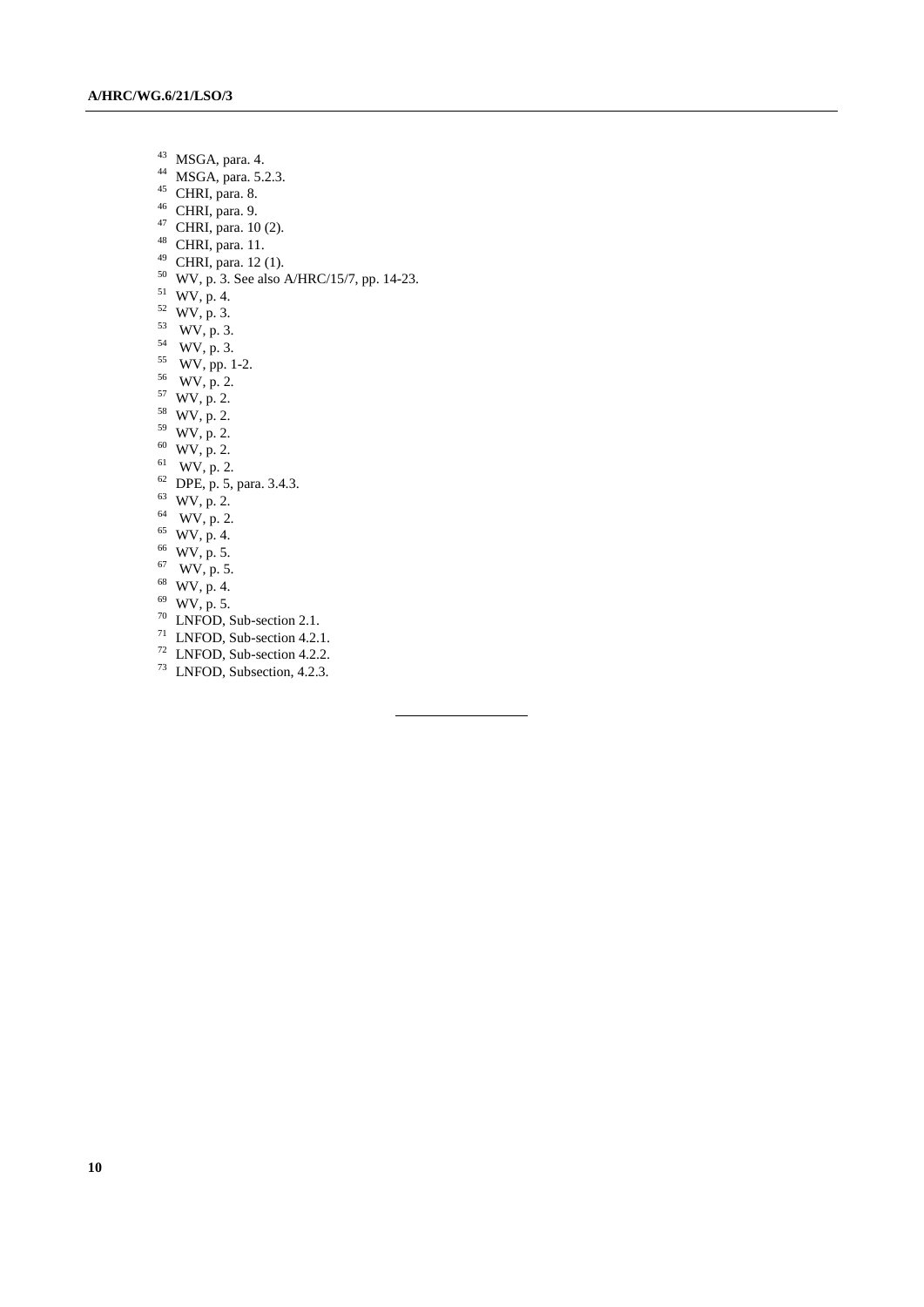[43] MSGA, para. 4.
[44] MSGA, para. 5.2.3.
[45] CHRI, para. 8.
[46] CHRI, para. 9.
[47] CHRI, para. 10 (2).
[48] CHRI, para. 11.
[49] CHRI, para. 12 (1).
[50] WV, p. 3. See also A/HRC/15/7, pp. 14-23.
[51] WV, p. 4.
[52] WV, p. 3.
[53] WV, p. 3.
[54] WV, p. 3.
[55] WV, pp. 1-2.
[56] WV, p. 2.
[57] WV, p. 2.
[58] WV, p. 2.
[59] WV, p. 2.
[60] WV, p. 2.
[61] WV, p. 2.
[62] DPE, p. 5, para. 3.4.3.
[63] WV, p. 2.
[64] WV, p. 2.
[65] WV, p. 4.
[66] WV, p. 5.
[67] WV, p. 5.
[68] WV, p. 4.
[69] WV, p. 5.
[70] LNFOD, Sub-section 2.1.
[71] LNFOD, Sub-section 4.2.1.
[72] LNFOD, Sub-section 4.2.2.
[73] LNFOD, Subsection, 4.2.3.